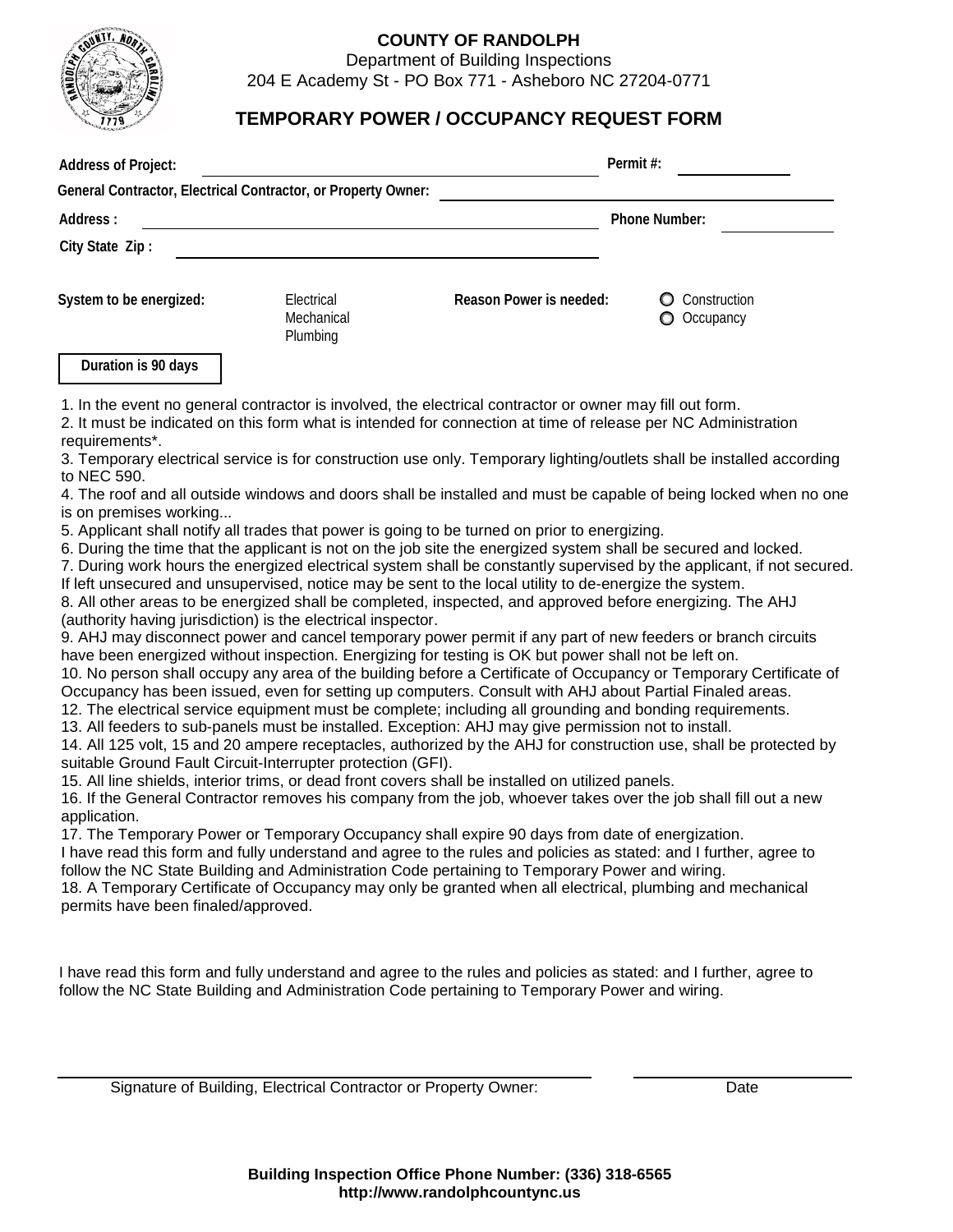**COUNTY OF RANDOLPH**
Department of Building Inspections
204 E Academy St - PO Box 771 - Asheboro NC 27204-0771

# TEMPORARY POWER / OCCUPANCY REQUEST FORM

**Address of Project:** ______________________ **Permit #:** ____________

**General Contractor, Electrical Contractor, or Property Owner:** ______________________

**Address :** ______________________ **Phone Number:** ____________

**City State Zip :** ______________________

**System to be energized:** Electrical / Mechanical / Plumbing

**Reason Power is needed:** ○ Construction ○ Occupancy

**Duration is 90 days**

1. In the event no general contractor is involved, the electrical contractor or owner may fill out form.
2. It must be indicated on this form what is intended for connection at time of release per NC Administration requirements*.
3. Temporary electrical service is for construction use only. Temporary lighting/outlets shall be installed according to NEC 590.
4. The roof and all outside windows and doors shall be installed and must be capable of being locked when no one is on premises working...
5. Applicant shall notify all trades that power is going to be turned on prior to energizing.
6. During the time that the applicant is not on the job site the energized system shall be secured and locked.
7. During work hours the energized electrical system shall be constantly supervised by the applicant, if not secured. If left unsecured and unsupervised, notice may be sent to the local utility to de-energize the system.
8. All other areas to be energized shall be completed, inspected, and approved before energizing. The AHJ (authority having jurisdiction) is the electrical inspector.
9. AHJ may disconnect power and cancel temporary power permit if any part of new feeders or branch circuits have been energized without inspection. Energizing for testing is OK but power shall not be left on.
10. No person shall occupy any area of the building before a Certificate of Occupancy or Temporary Certificate of Occupancy has been issued, even for setting up computers. Consult with AHJ about Partial Finaled areas.
12. The electrical service equipment must be complete; including all grounding and bonding requirements.
13. All feeders to sub-panels must be installed. Exception: AHJ may give permission not to install.
14. All 125 volt, 15 and 20 ampere receptacles, authorized by the AHJ for construction use, shall be protected by suitable Ground Fault Circuit-Interrupter protection (GFI).
15. All line shields, interior trims, or dead front covers shall be installed on utilized panels.
16. If the General Contractor removes his company from the job, whoever takes over the job shall fill out a new application.
17. The Temporary Power or Temporary Occupancy shall expire 90 days from date of energization.
I have read this form and fully understand and agree to the rules and policies as stated: and I further, agree to follow the NC State Building and Administration Code pertaining to Temporary Power and wiring.
18. A Temporary Certificate of Occupancy may only be granted when all electrical, plumbing and mechanical permits have been finaled/approved.

I have read this form and fully understand and agree to the rules and policies as stated: and I further, agree to follow the NC State Building and Administration Code pertaining to Temporary Power and wiring.

______________________________ ______________
Signature of Building, Electrical Contractor or Property Owner: Date

**Building Inspection Office Phone Number: (336) 318-6565**
**http://www.randolphcountync.us**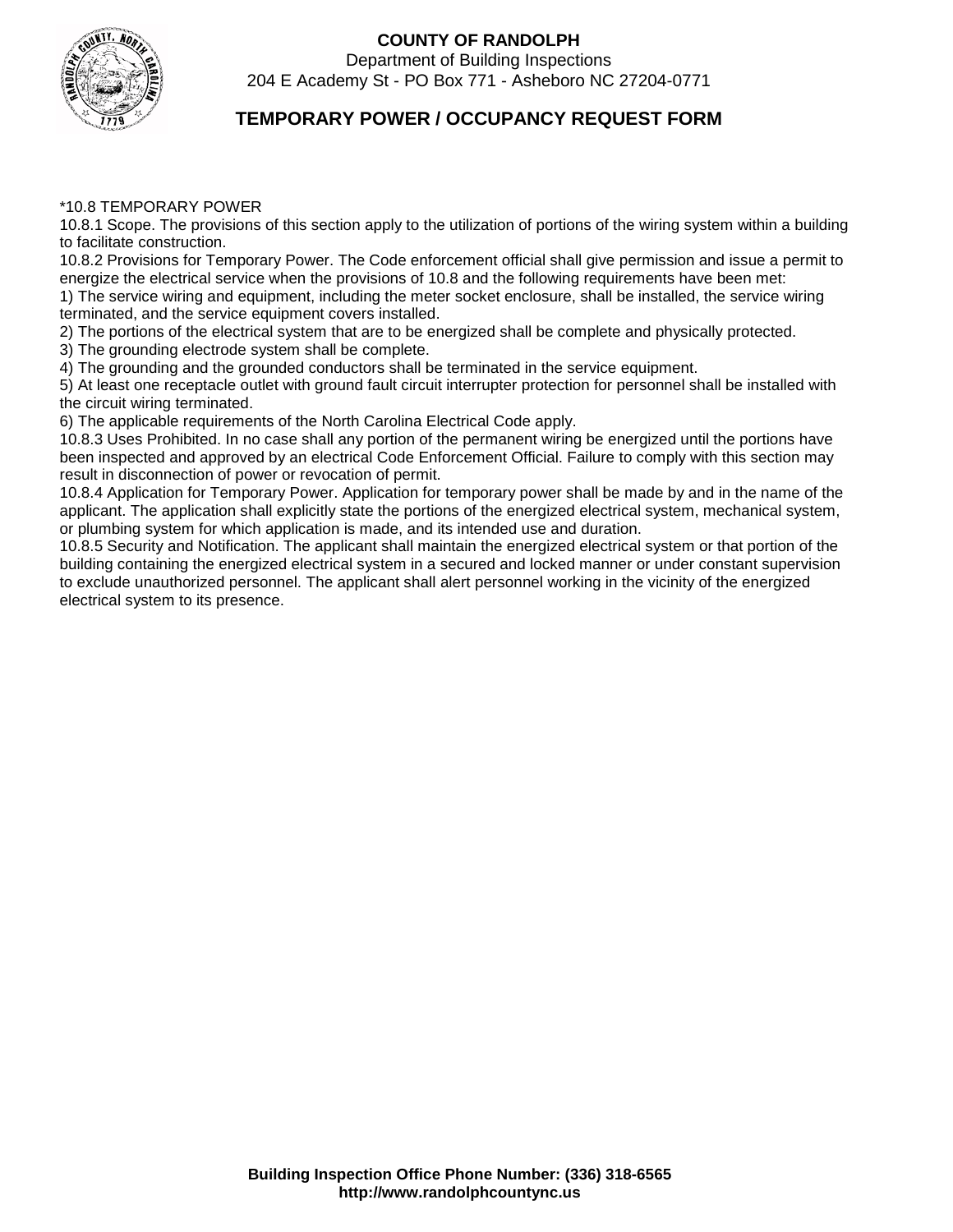**COUNTY OF RANDOLPH**

Department of Building Inspections

204 E Academy St - PO Box 771 - Asheboro NC 27204-0771

# TEMPORARY POWER / OCCUPANCY REQUEST FORM

*10.8 TEMPORARY POWER

10.8.1 Scope. The provisions of this section apply to the utilization of portions of the wiring system within a building to facilitate construction.

10.8.2 Provisions for Temporary Power. The Code enforcement official shall give permission and issue a permit to energize the electrical service when the provisions of 10.8 and the following requirements have been met:

1) The service wiring and equipment, including the meter socket enclosure, shall be installed, the service wiring terminated, and the service equipment covers installed.

2) The portions of the electrical system that are to be energized shall be complete and physically protected.

3) The grounding electrode system shall be complete.

4) The grounding and the grounded conductors shall be terminated in the service equipment.

5) At least one receptacle outlet with ground fault circuit interrupter protection for personnel shall be installed with the circuit wiring terminated.

6) The applicable requirements of the North Carolina Electrical Code apply.

10.8.3 Uses Prohibited. In no case shall any portion of the permanent wiring be energized until the portions have been inspected and approved by an electrical Code Enforcement Official. Failure to comply with this section may result in disconnection of power or revocation of permit.

10.8.4 Application for Temporary Power. Application for temporary power shall be made by and in the name of the applicant. The application shall explicitly state the portions of the energized electrical system, mechanical system, or plumbing system for which application is made, and its intended use and duration.

10.8.5 Security and Notification. The applicant shall maintain the energized electrical system or that portion of the building containing the energized electrical system in a secured and locked manner or under constant supervision to exclude unauthorized personnel. The applicant shall alert personnel working in the vicinity of the energized electrical system to its presence.

**Building Inspection Office Phone Number: (336) 318-6565**
**http://www.randolphcountync.us**